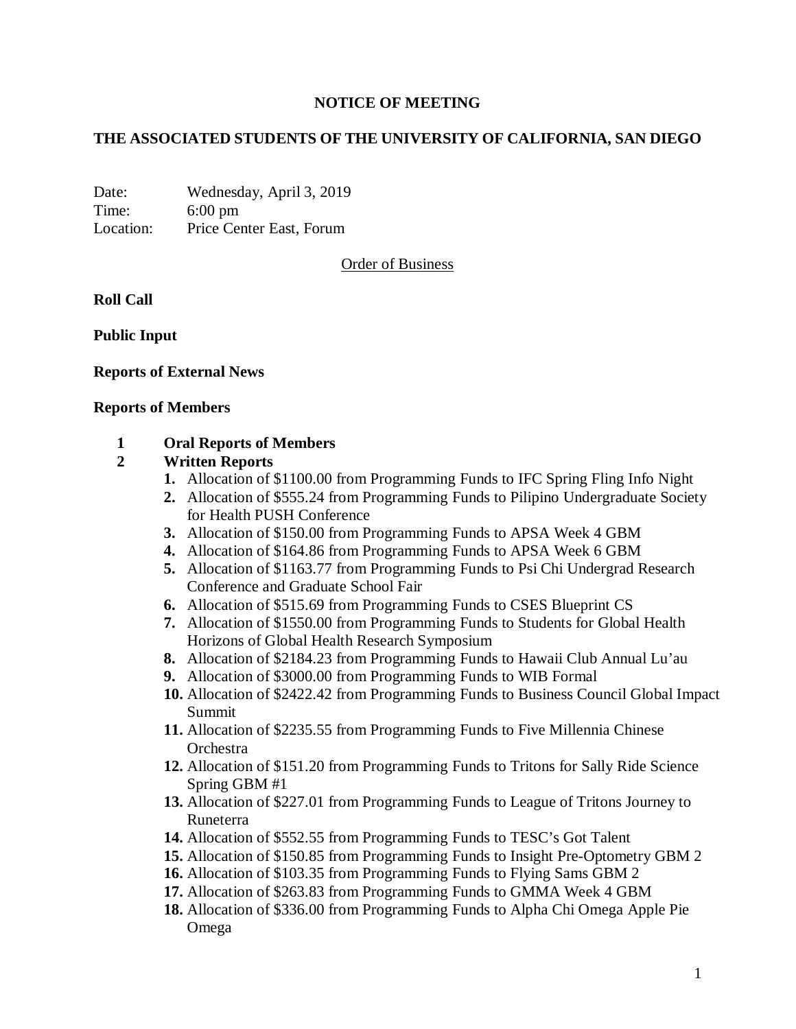**NOTICE OF MEETING**

**THE ASSOCIATED STUDENTS OF THE UNIVERSITY OF CALIFORNIA, SAN DIEGO**

Date: Wednesday, April 3, 2019
Time: 6:00 pm
Location: Price Center East, Forum

Order of Business

**Roll Call**

**Public Input**

**Reports of External News**

**Reports of Members**

**1 Oral Reports of Members**

**2 Written Reports**

1. Allocation of $1100.00 from Programming Funds to IFC Spring Fling Info Night
2. Allocation of $555.24 from Programming Funds to Pilipino Undergraduate Society for Health PUSH Conference
3. Allocation of $150.00 from Programming Funds to APSA Week 4 GBM
4. Allocation of $164.86 from Programming Funds to APSA Week 6 GBM
5. Allocation of $1163.77 from Programming Funds to Psi Chi Undergrad Research Conference and Graduate School Fair
6. Allocation of $515.69 from Programming Funds to CSES Blueprint CS
7. Allocation of $1550.00 from Programming Funds to Students for Global Health Horizons of Global Health Research Symposium
8. Allocation of $2184.23 from Programming Funds to Hawaii Club Annual Lu'au
9. Allocation of $3000.00 from Programming Funds to WIB Formal
10. Allocation of $2422.42 from Programming Funds to Business Council Global Impact Summit
11. Allocation of $2235.55 from Programming Funds to Five Millennia Chinese Orchestra
12. Allocation of $151.20 from Programming Funds to Tritons for Sally Ride Science Spring GBM #1
13. Allocation of $227.01 from Programming Funds to League of Tritons Journey to Runeterra
14. Allocation of $552.55 from Programming Funds to TESC's Got Talent
15. Allocation of $150.85 from Programming Funds to Insight Pre-Optometry GBM 2
16. Allocation of $103.35 from Programming Funds to Flying Sams GBM 2
17. Allocation of $263.83 from Programming Funds to GMMA Week 4 GBM
18. Allocation of $336.00 from Programming Funds to Alpha Chi Omega Apple Pie Omega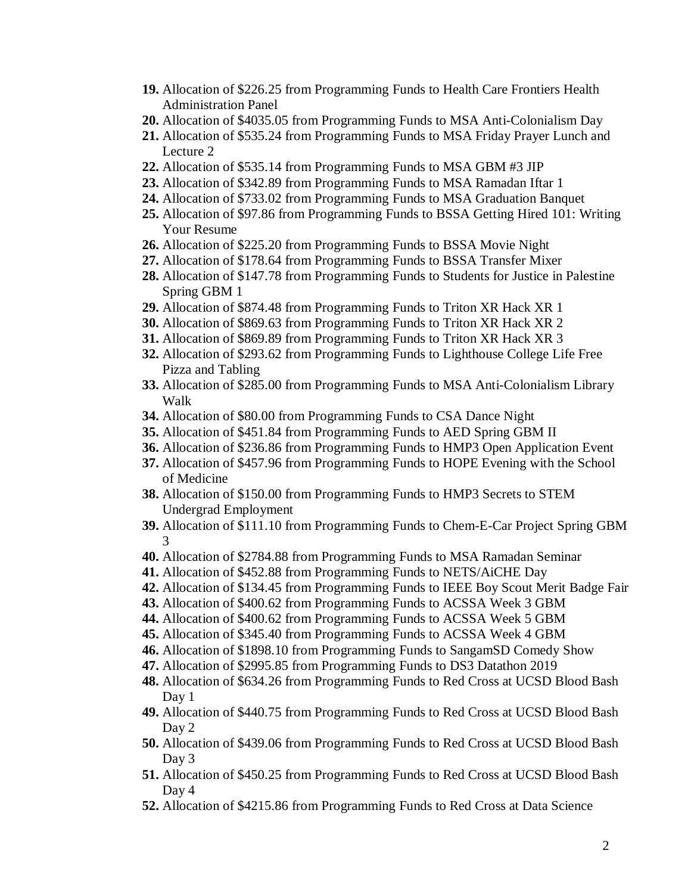19. Allocation of $226.25 from Programming Funds to Health Care Frontiers Health Administration Panel
20. Allocation of $4035.05 from Programming Funds to MSA Anti-Colonialism Day
21. Allocation of $535.24 from Programming Funds to MSA Friday Prayer Lunch and Lecture 2
22. Allocation of $535.14 from Programming Funds to MSA GBM #3 JIP
23. Allocation of $342.89 from Programming Funds to MSA Ramadan Iftar 1
24. Allocation of $733.02 from Programming Funds to MSA Graduation Banquet
25. Allocation of $97.86 from Programming Funds to BSSA Getting Hired 101: Writing Your Resume
26. Allocation of $225.20 from Programming Funds to BSSA Movie Night
27. Allocation of $178.64 from Programming Funds to BSSA Transfer Mixer
28. Allocation of $147.78 from Programming Funds to Students for Justice in Palestine Spring GBM 1
29. Allocation of $874.48 from Programming Funds to Triton XR Hack XR 1
30. Allocation of $869.63 from Programming Funds to Triton XR Hack XR 2
31. Allocation of $869.89 from Programming Funds to Triton XR Hack XR 3
32. Allocation of $293.62 from Programming Funds to Lighthouse College Life Free Pizza and Tabling
33. Allocation of $285.00 from Programming Funds to MSA Anti-Colonialism Library Walk
34. Allocation of $80.00 from Programming Funds to CSA Dance Night
35. Allocation of $451.84 from Programming Funds to AED Spring GBM II
36. Allocation of $236.86 from Programming Funds to HMP3 Open Application Event
37. Allocation of $457.96 from Programming Funds to HOPE Evening with the School of Medicine
38. Allocation of $150.00 from Programming Funds to HMP3 Secrets to STEM Undergrad Employment
39. Allocation of $111.10 from Programming Funds to Chem-E-Car Project Spring GBM 3
40. Allocation of $2784.88 from Programming Funds to MSA Ramadan Seminar
41. Allocation of $452.88 from Programming Funds to NETS/AiCHE Day
42. Allocation of $134.45 from Programming Funds to IEEE Boy Scout Merit Badge Fair
43. Allocation of $400.62 from Programming Funds to ACSSA Week 3 GBM
44. Allocation of $400.62 from Programming Funds to ACSSA Week 5 GBM
45. Allocation of $345.40 from Programming Funds to ACSSA Week 4 GBM
46. Allocation of $1898.10 from Programming Funds to SangamSD Comedy Show
47. Allocation of $2995.85 from Programming Funds to DS3 Datathon 2019
48. Allocation of $634.26 from Programming Funds to Red Cross at UCSD Blood Bash Day 1
49. Allocation of $440.75 from Programming Funds to Red Cross at UCSD Blood Bash Day 2
50. Allocation of $439.06 from Programming Funds to Red Cross at UCSD Blood Bash Day 3
51. Allocation of $450.25 from Programming Funds to Red Cross at UCSD Blood Bash Day 4
52. Allocation of $4215.86 from Programming Funds to Red Cross at Data Science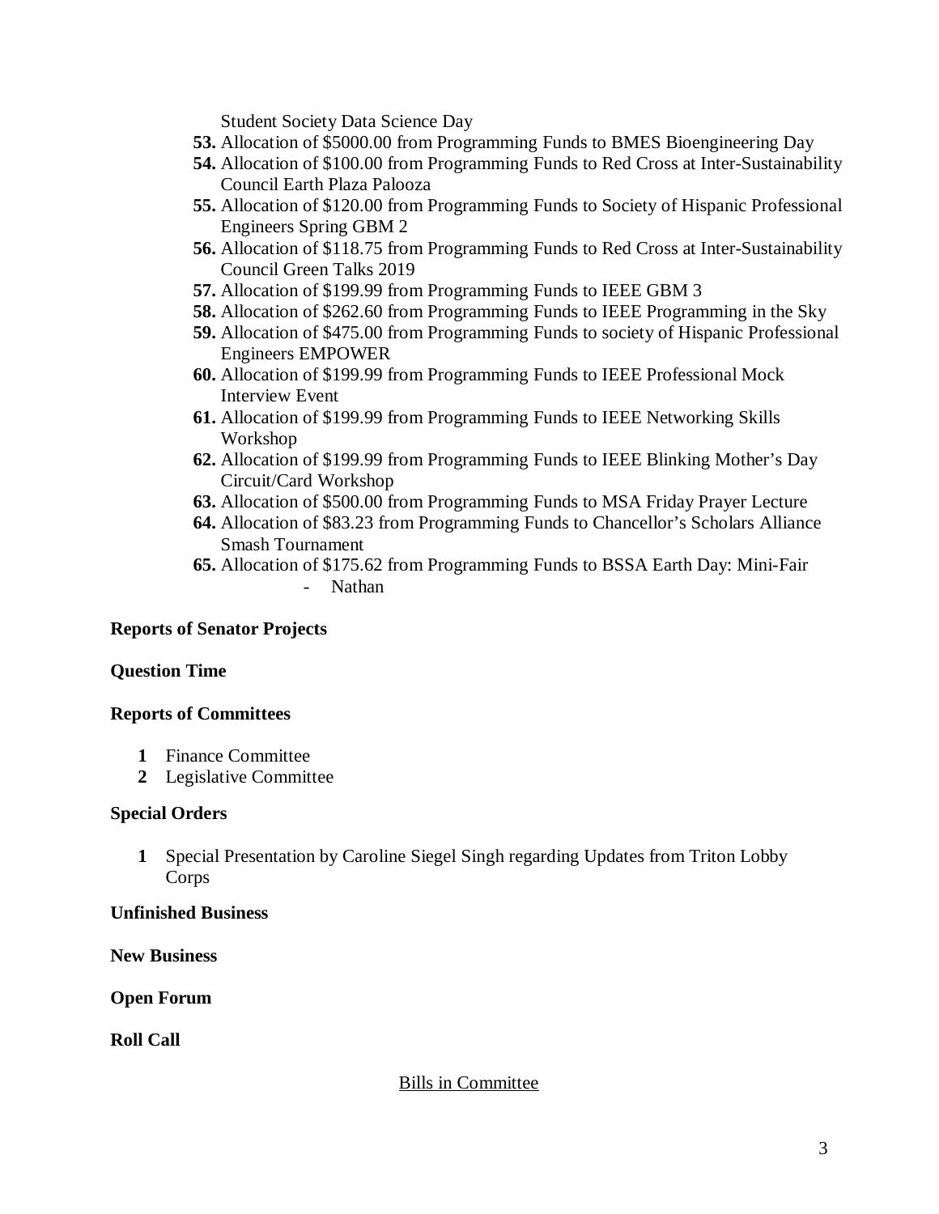Student Society Data Science Day

53. Allocation of $5000.00 from Programming Funds to BMES Bioengineering Day
54. Allocation of $100.00 from Programming Funds to Red Cross at Inter-Sustainability Council Earth Plaza Palooza
55. Allocation of $120.00 from Programming Funds to Society of Hispanic Professional Engineers Spring GBM 2
56. Allocation of $118.75 from Programming Funds to Red Cross at Inter-Sustainability Council Green Talks 2019
57. Allocation of $199.99 from Programming Funds to IEEE GBM 3
58. Allocation of $262.60 from Programming Funds to IEEE Programming in the Sky
59. Allocation of $475.00 from Programming Funds to society of Hispanic Professional Engineers EMPOWER
60. Allocation of $199.99 from Programming Funds to IEEE Professional Mock Interview Event
61. Allocation of $199.99 from Programming Funds to IEEE Networking Skills Workshop
62. Allocation of $199.99 from Programming Funds to IEEE Blinking Mother's Day Circuit/Card Workshop
63. Allocation of $500.00 from Programming Funds to MSA Friday Prayer Lecture
64. Allocation of $83.23 from Programming Funds to Chancellor's Scholars Alliance Smash Tournament
65. Allocation of $175.62 from Programming Funds to BSSA Earth Day: Mini-Fair
    - Nathan

**Reports of Senator Projects**

**Question Time**

**Reports of Committees**

1. Finance Committee
2. Legislative Committee

**Special Orders**

1. Special Presentation by Caroline Siegel Singh regarding Updates from Triton Lobby Corps

**Unfinished Business**

**New Business**

**Open Forum**

**Roll Call**

Bills in Committee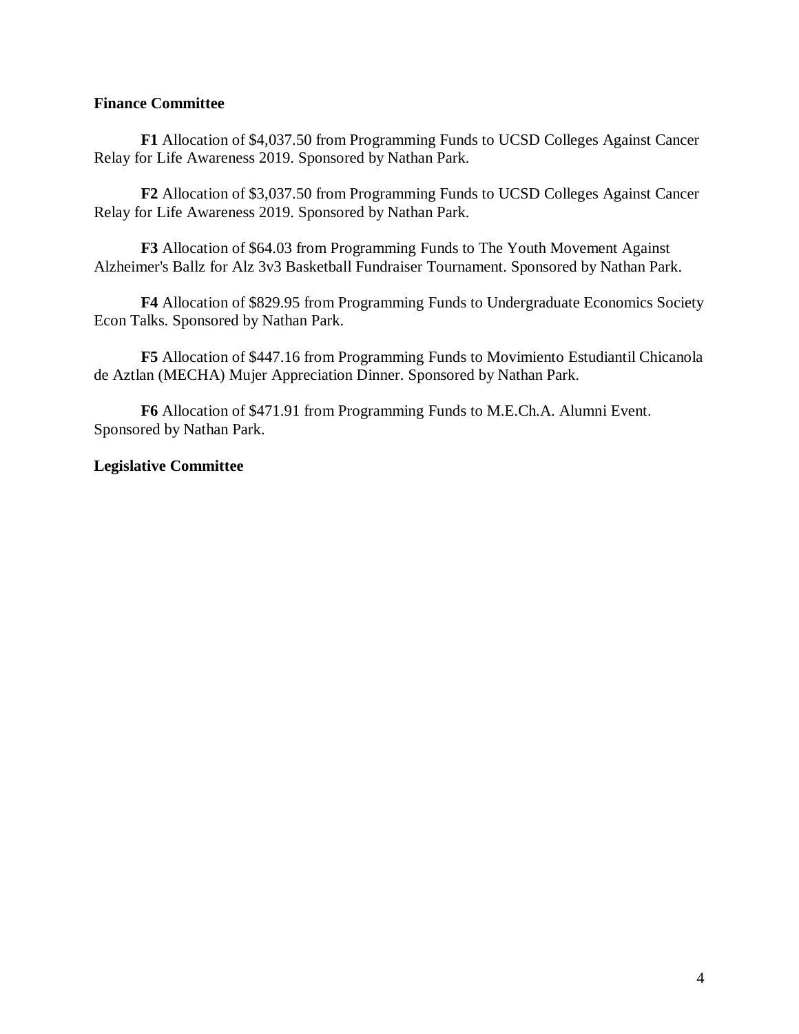**Finance Committee**

**F1** Allocation of $4,037.50 from Programming Funds to UCSD Colleges Against Cancer Relay for Life Awareness 2019. Sponsored by Nathan Park.

**F2** Allocation of $3,037.50 from Programming Funds to UCSD Colleges Against Cancer Relay for Life Awareness 2019. Sponsored by Nathan Park.

**F3** Allocation of $64.03 from Programming Funds to The Youth Movement Against Alzheimer's Ballz for Alz 3v3 Basketball Fundraiser Tournament. Sponsored by Nathan Park.

**F4** Allocation of $829.95 from Programming Funds to Undergraduate Economics Society Econ Talks. Sponsored by Nathan Park.

**F5** Allocation of $447.16 from Programming Funds to Movimiento Estudiantil Chicanola de Aztlan (MECHA) Mujer Appreciation Dinner. Sponsored by Nathan Park.

**F6** Allocation of $471.91 from Programming Funds to M.E.Ch.A. Alumni Event. Sponsored by Nathan Park.

**Legislative Committee**